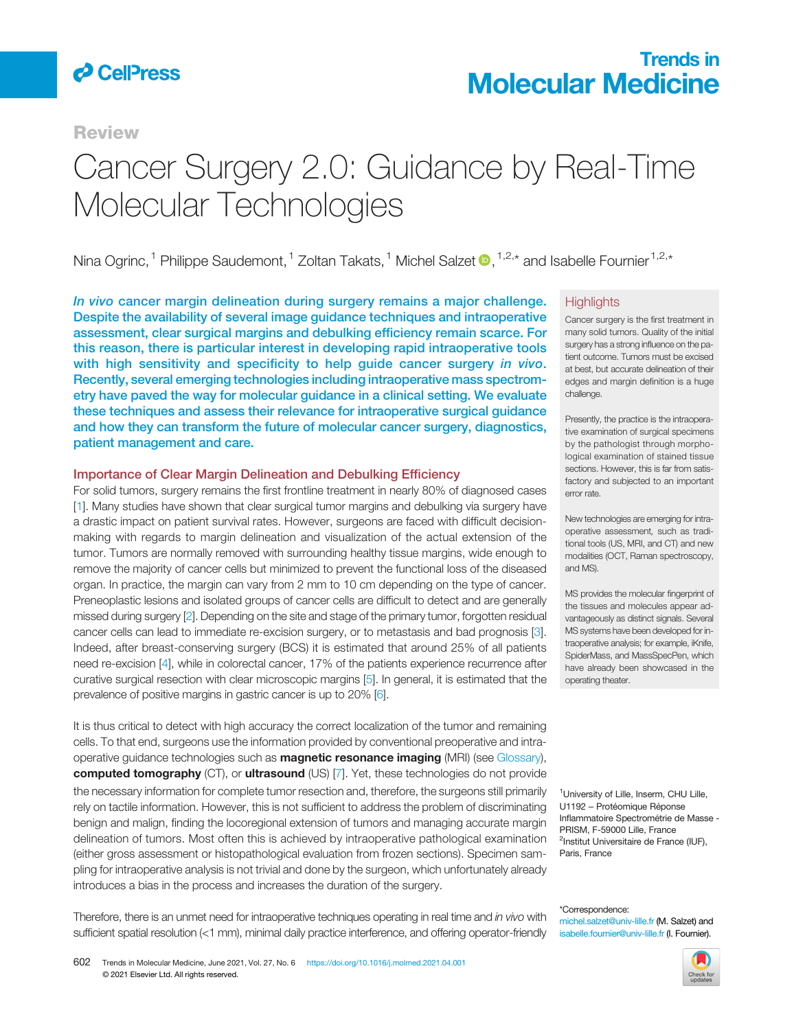Review

# Cancer Surgery 2.0: Guidance by Real-Time Molecular Technologies

Nina Ogrinc,[1] Philippe Saudemont,[1] Zoltan Takats,[1] Michel Salzet,[1,2,*] and Isabelle Fournier[1,2,*]

***In vivo*** **cancer margin delineation during surgery remains a major challenge. Despite the availability of several image guidance techniques and intraoperative assessment, clear surgical margins and debulking efficiency remain scarce. For this reason, there is particular interest in developing rapid intraoperative tools with high sensitivity and specificity to help guide cancer surgery *in vivo*. Recently, several emerging technologies including intraoperative mass spectrometry have paved the way for molecular guidance in a clinical setting. We evaluate these techniques and assess their relevance for intraoperative surgical guidance and how they can transform the future of molecular cancer surgery, diagnostics, patient management and care.**

## Highlights

Cancer surgery is the first treatment in many solid tumors. Quality of the initial surgery has a strong influence on the patient outcome. Tumors must be excised at best, but accurate delineation of their edges and margin definition is a huge challenge.

Presently, the practice is the intraoperative examination of surgical specimens by the pathologist through morphological examination of stained tissue sections. However, this is far from satisfactory and subjected to an important error rate.

New technologies are emerging for intraoperative assessment, such as traditional tools (US, MRI, and CT) and new modalities (OCT, Raman spectroscopy, and MS).

MS provides the molecular fingerprint of the tissues and molecules appear advantageously as distinct signals. Several MS systems have been developed for intraoperative analysis; for example, iKnife, SpiderMass, and MassSpecPen, which have already been showcased in the operating theater.

## Importance of Clear Margin Delineation and Debulking Efficiency

For solid tumors, surgery remains the first frontline treatment in nearly 80% of diagnosed cases [1]. Many studies have shown that clear surgical tumor margins and debulking via surgery have a drastic impact on patient survival rates. However, surgeons are faced with difficult decision-making with regards to margin delineation and visualization of the actual extension of the tumor. Tumors are normally removed with surrounding healthy tissue margins, wide enough to remove the majority of cancer cells but minimized to prevent the functional loss of the diseased organ. In practice, the margin can vary from 2 mm to 10 cm depending on the type of cancer. Preneoplastic lesions and isolated groups of cancer cells are difficult to detect and are generally missed during surgery [2]. Depending on the site and stage of the primary tumor, forgotten residual cancer cells can lead to immediate re-excision surgery, or to metastasis and bad prognosis [3]. Indeed, after breast-conserving surgery (BCS) it is estimated that around 25% of all patients need re-excision [4], while in colorectal cancer, 17% of the patients experience recurrence after curative surgical resection with clear microscopic margins [5]. In general, it is estimated that the prevalence of positive margins in gastric cancer is up to 20% [6].

It is thus critical to detect with high accuracy the correct localization of the tumor and remaining cells. To that end, surgeons use the information provided by conventional preoperative and intraoperative guidance technologies such as **magnetic resonance imaging** (MRI) (see Glossary), **computed tomography** (CT), or **ultrasound** (US) [7]. Yet, these technologies do not provide the necessary information for complete tumor resection and, therefore, the surgeons still primarily rely on tactile information. However, this is not sufficient to address the problem of discriminating benign and malign, finding the locoregional extension of tumors and managing accurate margin delineation of tumors. Most often this is achieved by intraoperative pathological examination (either gross assessment or histopathological evaluation from frozen sections). Specimen sampling for intraoperative analysis is not trivial and done by the surgeon, which unfortunately already introduces a bias in the process and increases the duration of the surgery.

Therefore, there is an unmet need for intraoperative techniques operating in real time and *in vivo* with sufficient spatial resolution (<1 mm), minimal daily practice interference, and offering operator-friendly

[1]University of Lille, Inserm, CHU Lille, U1192 – Protéomique Réponse Inflammatoire Spectrométrie de Masse - PRISM, F-59000 Lille, France
[2]Institut Universitaire de France (IUF), Paris, France

*Correspondence:
michel.salzet@univ-lille.fr (M. Salzet) and isabelle.fournier@univ-lille.fr (I. Fournier).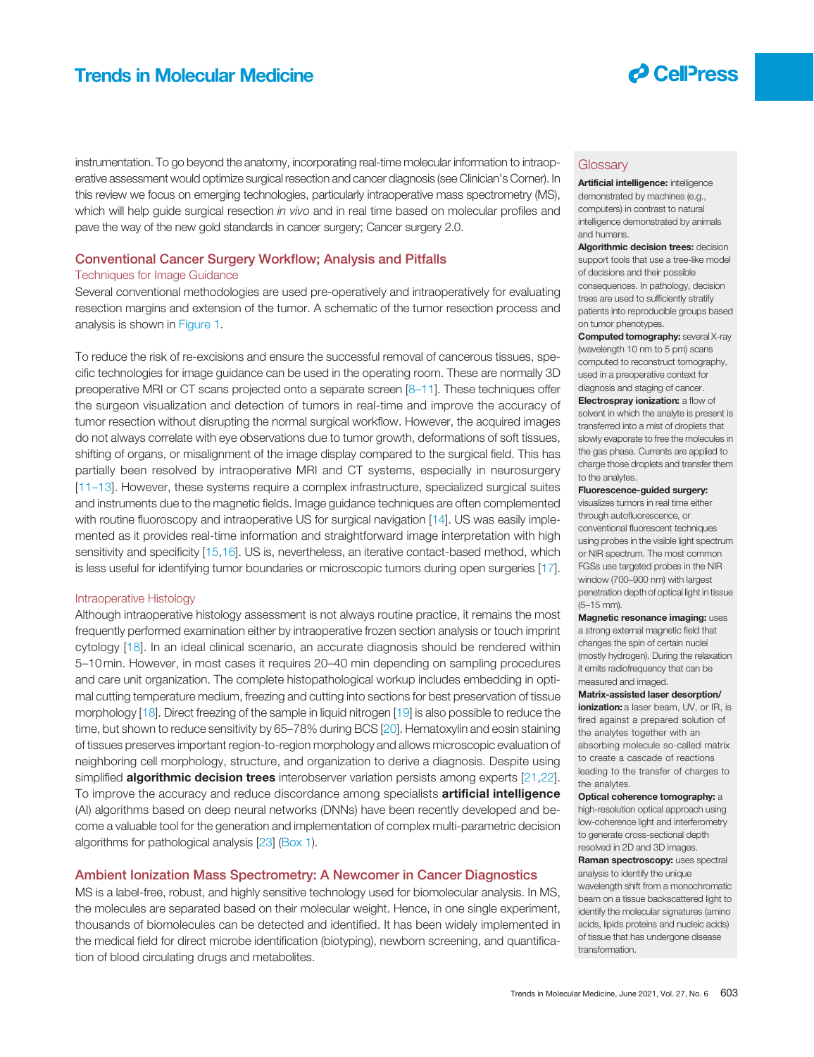instrumentation. To go beyond the anatomy, incorporating real-time molecular information to intraoperative assessment would optimize surgical resection and cancer diagnosis (see Clinician's Corner). In this review we focus on emerging technologies, particularly intraoperative mass spectrometry (MS), which will help guide surgical resection *in vivo* and in real time based on molecular profiles and pave the way of the new gold standards in cancer surgery; Cancer surgery 2.0.

## Conventional Cancer Surgery Workflow; Analysis and Pitfalls

### Techniques for Image Guidance

Several conventional methodologies are used pre-operatively and intraoperatively for evaluating resection margins and extension of the tumor. A schematic of the tumor resection process and analysis is shown in Figure 1.

To reduce the risk of re-excisions and ensure the successful removal of cancerous tissues, specific technologies for image guidance can be used in the operating room. These are normally 3D preoperative MRI or CT scans projected onto a separate screen [8–11]. These techniques offer the surgeon visualization and detection of tumors in real-time and improve the accuracy of tumor resection without disrupting the normal surgical workflow. However, the acquired images do not always correlate with eye observations due to tumor growth, deformations of soft tissues, shifting of organs, or misalignment of the image display compared to the surgical field. This has partially been resolved by intraoperative MRI and CT systems, especially in neurosurgery [11–13]. However, these systems require a complex infrastructure, specialized surgical suites and instruments due to the magnetic fields. Image guidance techniques are often complemented with routine fluoroscopy and intraoperative US for surgical navigation [14]. US was easily implemented as it provides real-time information and straightforward image interpretation with high sensitivity and specificity [15,16]. US is, nevertheless, an iterative contact-based method, which is less useful for identifying tumor boundaries or microscopic tumors during open surgeries [17].

### Intraoperative Histology

Although intraoperative histology assessment is not always routine practice, it remains the most frequently performed examination either by intraoperative frozen section analysis or touch imprint cytology [18]. In an ideal clinical scenario, an accurate diagnosis should be rendered within 5–10 min. However, in most cases it requires 20–40 min depending on sampling procedures and care unit organization. The complete histopathological workup includes embedding in optimal cutting temperature medium, freezing and cutting into sections for best preservation of tissue morphology [18]. Direct freezing of the sample in liquid nitrogen [19] is also possible to reduce the time, but shown to reduce sensitivity by 65–78% during BCS [20]. Hematoxylin and eosin staining of tissues preserves important region-to-region morphology and allows microscopic evaluation of neighboring cell morphology, structure, and organization to derive a diagnosis. Despite using simplified **algorithmic decision trees** interobserver variation persists among experts [21,22]. To improve the accuracy and reduce discordance among specialists **artificial intelligence** (AI) algorithms based on deep neural networks (DNNs) have been recently developed and become a valuable tool for the generation and implementation of complex multi-parametric decision algorithms for pathological analysis [23] (Box 1).

## Ambient Ionization Mass Spectrometry: A Newcomer in Cancer Diagnostics

MS is a label-free, robust, and highly sensitive technology used for biomolecular analysis. In MS, the molecules are separated based on their molecular weight. Hence, in one single experiment, thousands of biomolecules can be detected and identified. It has been widely implemented in the medical field for direct microbe identification (biotyping), newborn screening, and quantification of blood circulating drugs and metabolites.

## Glossary

**Artificial intelligence:** intelligence demonstrated by machines (e.g., computers) in contrast to natural intelligence demonstrated by animals and humans.

**Algorithmic decision trees:** decision support tools that use a tree-like model of decisions and their possible consequences. In pathology, decision trees are used to sufficiently stratify patients into reproducible groups based on tumor phenotypes.

**Computed tomography:** several X-ray (wavelength 10 nm to 5 pm) scans computed to reconstruct tomography, used in a preoperative context for diagnosis and staging of cancer.

**Electrospray ionization:** a flow of solvent in which the analyte is present is transferred into a mist of droplets that slowly evaporate to free the molecules in the gas phase. Currents are applied to charge those droplets and transfer them to the analytes.

**Fluorescence-guided surgery:** visualizes tumors in real time either through autofluorescence, or conventional fluorescent techniques using probes in the visible light spectrum or NIR spectrum. The most common FGSs use targeted probes in the NIR window (700–900 nm) with largest penetration depth of optical light in tissue (5–15 mm).

**Magnetic resonance imaging:** uses a strong external magnetic field that changes the spin of certain nuclei (mostly hydrogen). During the relaxation it emits radiofrequency that can be measured and imaged.

**Matrix-assisted laser desorption/ionization:** a laser beam, UV, or IR, is fired against a prepared solution of the analytes together with an absorbing molecule so-called matrix to create a cascade of reactions leading to the transfer of charges to the analytes.

**Optical coherence tomography:** a high-resolution optical approach using low-coherence light and interferometry to generate cross-sectional depth resolved in 2D and 3D images.

**Raman spectroscopy:** uses spectral analysis to identify the unique wavelength shift from a monochromatic beam on a tissue backscattered light to identify the molecular signatures (amino acids, lipids proteins and nucleic acids) of tissue that has undergone disease transformation.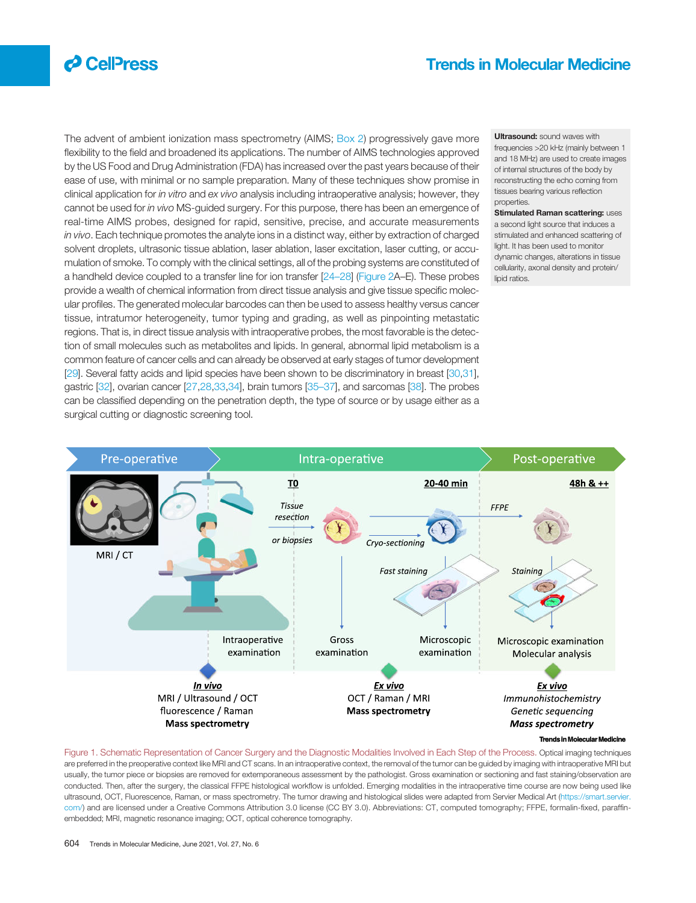The advent of ambient ionization mass spectrometry (AIMS; Box 2) progressively gave more flexibility to the field and broadened its applications. The number of AIMS technologies approved by the US Food and Drug Administration (FDA) has increased over the past years because of their ease of use, with minimal or no sample preparation. Many of these techniques show promise in clinical application for *in vitro* and *ex vivo* analysis including intraoperative analysis; however, they cannot be used for *in vivo* MS-guided surgery. For this purpose, there has been an emergence of real-time AIMS probes, designed for rapid, sensitive, precise, and accurate measurements *in vivo*. Each technique promotes the analyte ions in a distinct way, either by extraction of charged solvent droplets, ultrasonic tissue ablation, laser ablation, laser excitation, laser cutting, or accumulation of smoke. To comply with the clinical settings, all of the probing systems are constituted of a handheld device coupled to a transfer line for ion transfer [24–28] (Figure 2A–E). These probes provide a wealth of chemical information from direct tissue analysis and give tissue specific molecular profiles. The generated molecular barcodes can then be used to assess healthy versus cancer tissue, intratumor heterogeneity, tumor typing and grading, as well as pinpointing metastatic regions. That is, in direct tissue analysis with intraoperative probes, the most favorable is the detection of small molecules such as metabolites and lipids. In general, abnormal lipid metabolism is a common feature of cancer cells and can already be observed at early stages of tumor development [29]. Several fatty acids and lipid species have been shown to be discriminatory in breast [30,31], gastric [32], ovarian cancer [27,28,33,34], brain tumors [35–37], and sarcomas [38]. The probes can be classified depending on the penetration depth, the type of source or by usage either as a surgical cutting or diagnostic screening tool.

**Ultrasound:** sound waves with frequencies >20 kHz (mainly between 1 and 18 MHz) are used to create images of internal structures of the body by reconstructing the echo coming from tissues bearing various reflection properties.

**Stimulated Raman scattering:** uses a second light source that induces a stimulated and enhanced scattering of light. It has been used to monitor dynamic changes, alterations in tissue cellularity, axonal density and protein/lipid ratios.

Figure 1. Schematic Representation of Cancer Surgery and the Diagnostic Modalities Involved in Each Step of the Process. Optical imaging techniques are preferred in the preoperative context like MRI and CT scans. In an intraoperative context, the removal of the tumor can be guided by imaging with intraoperative MRI but usually, the tumor piece or biopsies are removed for extemporaneous assessment by the pathologist. Gross examination or sectioning and fast staining/observation are conducted. Then, after the surgery, the classical FFPE histological workflow is unfolded. Emerging modalities in the intraoperative time course are now being used like ultrasound, OCT, Fluorescence, Raman, or mass spectrometry. The tumor drawing and histological slides were adapted from Servier Medical Art (https://smart.servier.com/) and are licensed under a Creative Commons Attribution 3.0 license (CC BY 3.0). Abbreviations: CT, computed tomography; FFPE, formalin-fixed, paraffin-embedded; MRI, magnetic resonance imaging; OCT, optical coherence tomography.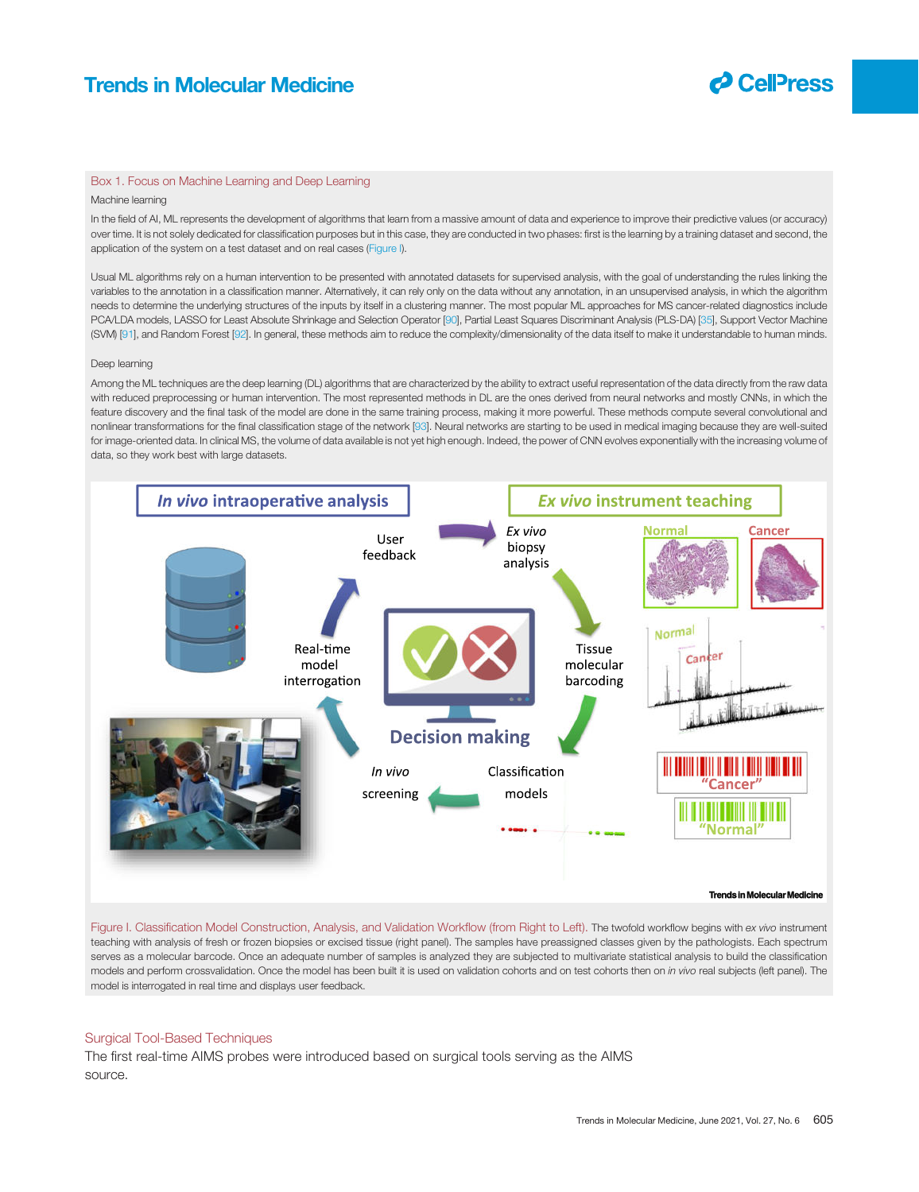## Box 1. Focus on Machine Learning and Deep Learning

### Machine learning

In the field of AI, ML represents the development of algorithms that learn from a massive amount of data and experience to improve their predictive values (or accuracy) over time. It is not solely dedicated for classification purposes but in this case, they are conducted in two phases: first is the learning by a training dataset and second, the application of the system on a test dataset and on real cases (Figure I).

Usual ML algorithms rely on a human intervention to be presented with annotated datasets for supervised analysis, with the goal of understanding the rules linking the variables to the annotation in a classification manner. Alternatively, it can rely only on the data without any annotation, in an unsupervised analysis, in which the algorithm needs to determine the underlying structures of the inputs by itself in a clustering manner. The most popular ML approaches for MS cancer-related diagnostics include PCA/LDA models, LASSO for Least Absolute Shrinkage and Selection Operator [90], Partial Least Squares Discriminant Analysis (PLS-DA) [35], Support Vector Machine (SVM) [91], and Random Forest [92]. In general, these methods aim to reduce the complexity/dimensionality of the data itself to make it understandable to human minds.

### Deep learning

Among the ML techniques are the deep learning (DL) algorithms that are characterized by the ability to extract useful representation of the data directly from the raw data with reduced preprocessing or human intervention. The most represented methods in DL are the ones derived from neural networks and mostly CNNs, in which the feature discovery and the final task of the model are done in the same training process, making it more powerful. These methods compute several convolutional and nonlinear transformations for the final classification stage of the network [93]. Neural networks are starting to be used in medical imaging because they are well-suited for image-oriented data. In clinical MS, the volume of data available is not yet high enough. Indeed, the power of CNN evolves exponentially with the increasing volume of data, so they work best with large datasets.

Figure I. Classification Model Construction, Analysis, and Validation Workflow (from Right to Left). The twofold workflow begins with *ex vivo* instrument teaching with analysis of fresh or frozen biopsies or excised tissue (right panel). The samples have preassigned classes given by the pathologists. Each spectrum serves as a molecular barcode. Once an adequate number of samples is analyzed they are subjected to multivariate statistical analysis to build the classification models and perform crossvalidation. Once the model has been built it is used on validation cohorts and on test cohorts then on *in vivo* real subjects (left panel). The model is interrogated in real time and displays user feedback.

## Surgical Tool-Based Techniques

The first real-time AIMS probes were introduced based on surgical tools serving as the AIMS source.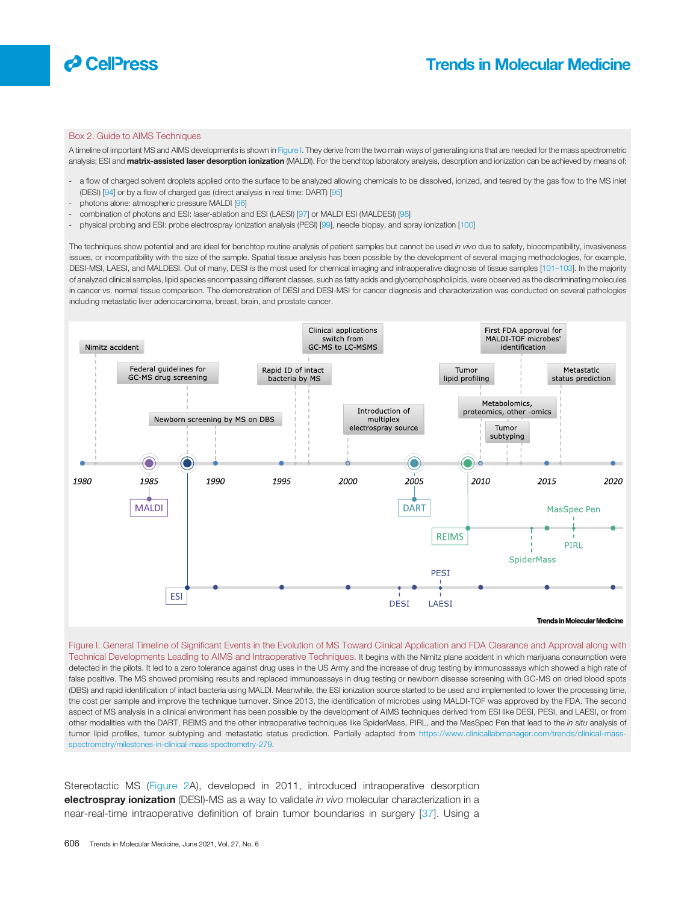### Box 2. Guide to AIMS Techniques

A timeline of important MS and AIMS developments is shown in Figure I. They derive from the two main ways of generating ions that are needed for the mass spectrometric analysis; ESI and **matrix-assisted laser desorption ionization** (MALDI). For the benchtop laboratory analysis, desorption and ionization can be achieved by means of:

- a flow of charged solvent droplets applied onto the surface to be analyzed allowing chemicals to be dissolved, ionized, and teared by the gas flow to the MS inlet (DESI) [94] or by a flow of charged gas (direct analysis in real time: DART) [95]
- photons alone: atmospheric pressure MALDI [96]
- combination of photons and ESI: laser-ablation and ESI (LAESI) [97] or MALDI ESI (MALDESI) [98]
- physical probing and ESI: probe electrospray ionization analysis (PESI) [99], needle biopsy, and spray ionization [100]

The techniques show potential and are ideal for benchtop routine analysis of patient samples but cannot be used *in vivo* due to safety, biocompatibility, invasiveness issues, or incompatibility with the size of the sample. Spatial tissue analysis has been possible by the development of several imaging methodologies, for example, DESI-MSI, LAESI, and MALDESI. Out of many, DESI is the most used for chemical imaging and intraoperative diagnosis of tissue samples [101–103]. In the majority of analyzed clinical samples, lipid species encompassing different classes, such as fatty acids and glycerophospholipids, were observed as the discriminating molecules in cancer vs. normal tissue comparison. The demonstration of DESI and DESI-MSI for cancer diagnosis and characterization was conducted on several pathologies including metastatic liver adenocarcinoma, breast, brain, and prostate cancer.

Figure I. General Timeline of Significant Events in the Evolution of MS Toward Clinical Application and FDA Clearance and Approval along with Technical Developments Leading to AIMS and Intraoperative Techniques. It begins with the Nimitz plane accident in which marijuana consumption were detected in the pilots. It led to a zero tolerance against drug uses in the US Army and the increase of drug testing by immunoassays which showed a high rate of false positive. The MS showed promising results and replaced immunoassays in drug testing or newborn disease screening with GC-MS on dried blood spots (DBS) and rapid identification of intact bacteria using MALDI. Meanwhile, the ESI ionization source started to be used and implemented to lower the processing time, the cost per sample and improve the technique turnover. Since 2013, the identification of microbes using MALDI-TOF was approved by the FDA. The second aspect of MS analysis in a clinical environment has been possible by the development of AIMS techniques derived from ESI like DESI, PESI, and LAESI, or from other modalities with the DART, REIMS and the other intraoperative techniques like SpiderMass, PIRL, and the MasSpec Pen that lead to the *in situ* analysis of tumor lipid profiles, tumor subtyping and metastatic status prediction. Partially adapted from https://www.clinicallabmanager.com/trends/clinical-mass-spectrometry/milestones-in-clinical-mass-spectrometry-279.

Stereotactic MS (Figure 2A), developed in 2011, introduced intraoperative desorption **electrospray ionization** (DESI)-MS as a way to validate *in vivo* molecular characterization in a near-real-time intraoperative definition of brain tumor boundaries in surgery [37]. Using a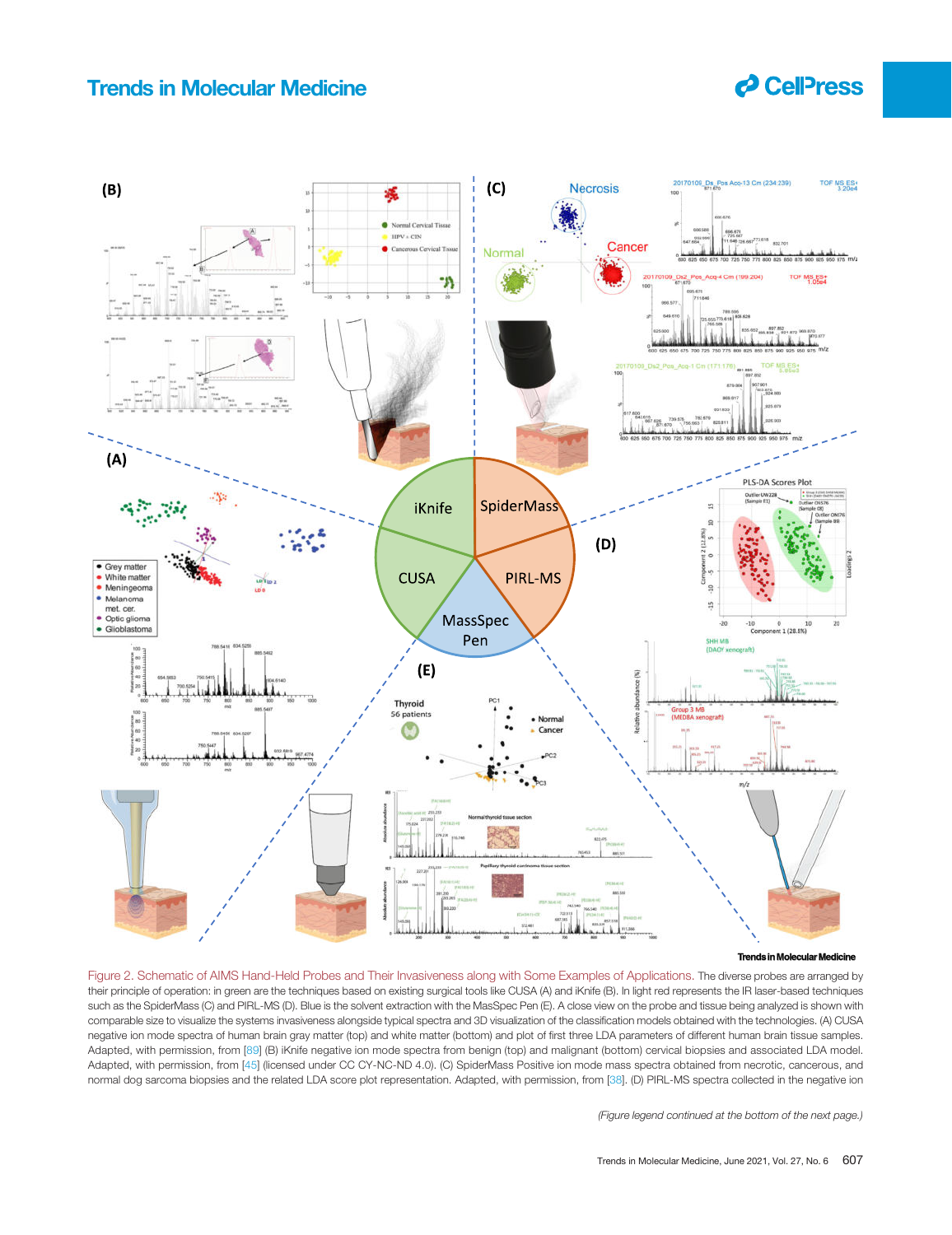Figure 2. Schematic of AIMS Hand-Held Probes and Their Invasiveness along with Some Examples of Applications. The diverse probes are arranged by their principle of operation: in green are the techniques based on existing surgical tools like CUSA (A) and iKnife (B). In light red represents the IR laser-based techniques such as the SpiderMass (C) and PIRL-MS (D). Blue is the solvent extraction with the MasSpec Pen (E). A close view on the probe and tissue being analyzed is shown with comparable size to visualize the systems invasiveness alongside typical spectra and 3D visualization of the classification models obtained with the technologies. (A) CUSA negative ion mode spectra of human brain gray matter (top) and white matter (bottom) and plot of first three LDA parameters of different human brain tissue samples. Adapted, with permission, from [89] (B) iKnife negative ion mode spectra from benign (top) and malignant (bottom) cervical biopsies and associated LDA model. Adapted, with permission, from [45] (licensed under CC CY-NC-ND 4.0). (C) SpiderMass Positive ion mode mass spectra obtained from necrotic, cancerous, and normal dog sarcoma biopsies and the related LDA score plot representation. Adapted, with permission, from [38]. (D) PIRL-MS spectra collected in the negative ion

(Figure legend continued at the bottom of the next page.)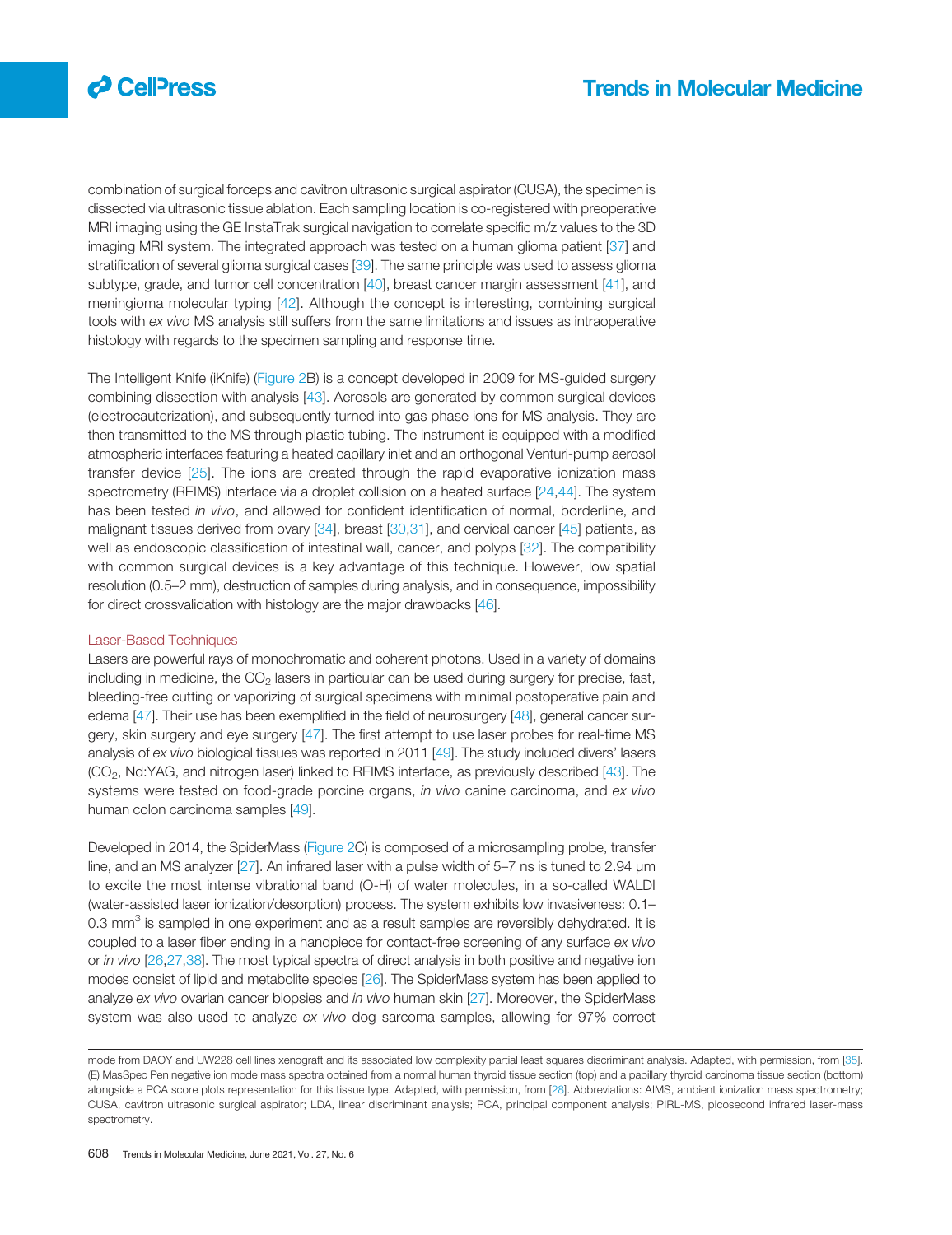combination of surgical forceps and cavitron ultrasonic surgical aspirator (CUSA), the specimen is dissected via ultrasonic tissue ablation. Each sampling location is co-registered with preoperative MRI imaging using the GE InstaTrak surgical navigation to correlate specific m/z values to the 3D imaging MRI system. The integrated approach was tested on a human glioma patient [37] and stratification of several glioma surgical cases [39]. The same principle was used to assess glioma subtype, grade, and tumor cell concentration [40], breast cancer margin assessment [41], and meningioma molecular typing [42]. Although the concept is interesting, combining surgical tools with *ex vivo* MS analysis still suffers from the same limitations and issues as intraoperative histology with regards to the specimen sampling and response time.

The Intelligent Knife (iKnife) (Figure 2B) is a concept developed in 2009 for MS-guided surgery combining dissection with analysis [43]. Aerosols are generated by common surgical devices (electrocauterization), and subsequently turned into gas phase ions for MS analysis. They are then transmitted to the MS through plastic tubing. The instrument is equipped with a modified atmospheric interfaces featuring a heated capillary inlet and an orthogonal Venturi-pump aerosol transfer device [25]. The ions are created through the rapid evaporative ionization mass spectrometry (REIMS) interface via a droplet collision on a heated surface [24,44]. The system has been tested *in vivo*, and allowed for confident identification of normal, borderline, and malignant tissues derived from ovary [34], breast [30,31], and cervical cancer [45] patients, as well as endoscopic classification of intestinal wall, cancer, and polyps [32]. The compatibility with common surgical devices is a key advantage of this technique. However, low spatial resolution (0.5–2 mm), destruction of samples during analysis, and in consequence, impossibility for direct crossvalidation with histology are the major drawbacks [46].

### Laser-Based Techniques

Lasers are powerful rays of monochromatic and coherent photons. Used in a variety of domains including in medicine, the $CO_2$ lasers in particular can be used during surgery for precise, fast, bleeding-free cutting or vaporizing of surgical specimens with minimal postoperative pain and edema [47]. Their use has been exemplified in the field of neurosurgery [48], general cancer surgery, skin surgery and eye surgery [47]. The first attempt to use laser probes for real-time MS analysis of *ex vivo* biological tissues was reported in 2011 [49]. The study included divers' lasers ($CO_2$, Nd:YAG, and nitrogen laser) linked to REIMS interface, as previously described [43]. The systems were tested on food-grade porcine organs, *in vivo* canine carcinoma, and *ex vivo* human colon carcinoma samples [49].

Developed in 2014, the SpiderMass (Figure 2C) is composed of a microsampling probe, transfer line, and an MS analyzer [27]. An infrared laser with a pulse width of 5–7 ns is tuned to 2.94 μm to excite the most intense vibrational band (O-H) of water molecules, in a so-called WALDI (water-assisted laser ionization/desorption) process. The system exhibits low invasiveness: 0.1–0.3 $mm^3$ is sampled in one experiment and as a result samples are reversibly dehydrated. It is coupled to a laser fiber ending in a handpiece for contact-free screening of any surface *ex vivo* or *in vivo* [26,27,38]. The most typical spectra of direct analysis in both positive and negative ion modes consist of lipid and metabolite species [26]. The SpiderMass system has been applied to analyze *ex vivo* ovarian cancer biopsies and *in vivo* human skin [27]. Moreover, the SpiderMass system was also used to analyze *ex vivo* dog sarcoma samples, allowing for 97% correct

mode from DAOY and UW228 cell lines xenograft and its associated low complexity partial least squares discriminant analysis. Adapted, with permission, from [35]. (E) MasSpec Pen negative ion mode mass spectra obtained from a normal human thyroid tissue section (top) and a papillary thyroid carcinoma tissue section (bottom) alongside a PCA score plots representation for this tissue type. Adapted, with permission, from [28]. Abbreviations: AIMS, ambient ionization mass spectrometry; CUSA, cavitron ultrasonic surgical aspirator; LDA, linear discriminant analysis; PCA, principal component analysis; PIRL-MS, picosecond infrared laser-mass spectrometry.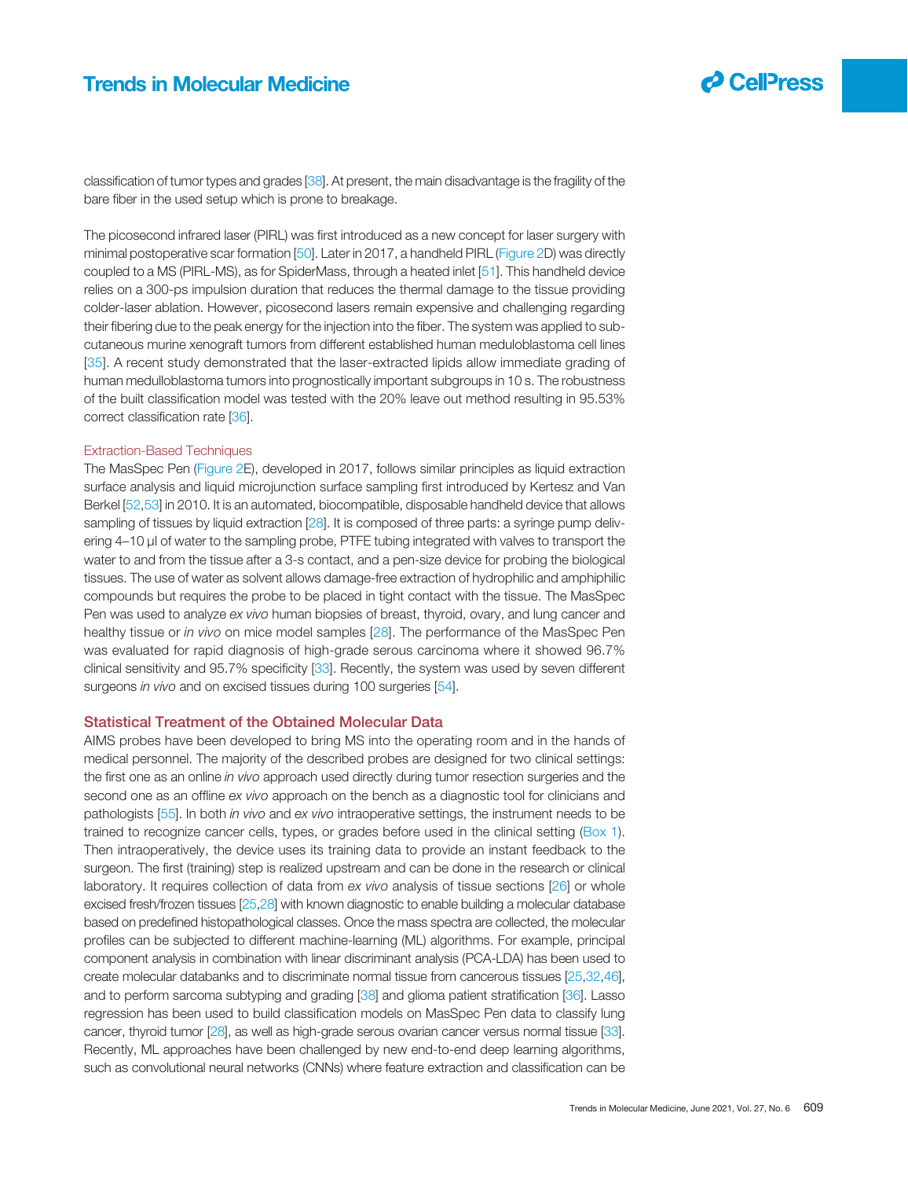classification of tumor types and grades [38]. At present, the main disadvantage is the fragility of the bare fiber in the used setup which is prone to breakage.

The picosecond infrared laser (PIRL) was first introduced as a new concept for laser surgery with minimal postoperative scar formation [50]. Later in 2017, a handheld PIRL (Figure 2D) was directly coupled to a MS (PIRL-MS), as for SpiderMass, through a heated inlet [51]. This handheld device relies on a 300-ps impulsion duration that reduces the thermal damage to the tissue providing colder-laser ablation. However, picosecond lasers remain expensive and challenging regarding their fibering due to the peak energy for the injection into the fiber. The system was applied to subcutaneous murine xenograft tumors from different established human meduloblastoma cell lines [35]. A recent study demonstrated that the laser-extracted lipids allow immediate grading of human medulloblastoma tumors into prognostically important subgroups in 10 s. The robustness of the built classification model was tested with the 20% leave out method resulting in 95.53% correct classification rate [36].

### Extraction-Based Techniques

The MasSpec Pen (Figure 2E), developed in 2017, follows similar principles as liquid extraction surface analysis and liquid microjunction surface sampling first introduced by Kertesz and Van Berkel [52,53] in 2010. It is an automated, biocompatible, disposable handheld device that allows sampling of tissues by liquid extraction [28]. It is composed of three parts: a syringe pump delivering 4–10 µl of water to the sampling probe, PTFE tubing integrated with valves to transport the water to and from the tissue after a 3-s contact, and a pen-size device for probing the biological tissues. The use of water as solvent allows damage-free extraction of hydrophilic and amphiphilic compounds but requires the probe to be placed in tight contact with the tissue. The MasSpec Pen was used to analyze *ex vivo* human biopsies of breast, thyroid, ovary, and lung cancer and healthy tissue or *in vivo* on mice model samples [28]. The performance of the MasSpec Pen was evaluated for rapid diagnosis of high-grade serous carcinoma where it showed 96.7% clinical sensitivity and 95.7% specificity [33]. Recently, the system was used by seven different surgeons *in vivo* and on excised tissues during 100 surgeries [54].

## Statistical Treatment of the Obtained Molecular Data

AIMS probes have been developed to bring MS into the operating room and in the hands of medical personnel. The majority of the described probes are designed for two clinical settings: the first one as an online *in vivo* approach used directly during tumor resection surgeries and the second one as an offline *ex vivo* approach on the bench as a diagnostic tool for clinicians and pathologists [55]. In both *in vivo* and *ex vivo* intraoperative settings, the instrument needs to be trained to recognize cancer cells, types, or grades before used in the clinical setting (Box 1). Then intraoperatively, the device uses its training data to provide an instant feedback to the surgeon. The first (training) step is realized upstream and can be done in the research or clinical laboratory. It requires collection of data from *ex vivo* analysis of tissue sections [26] or whole excised fresh/frozen tissues [25,28] with known diagnostic to enable building a molecular database based on predefined histopathological classes. Once the mass spectra are collected, the molecular profiles can be subjected to different machine-learning (ML) algorithms. For example, principal component analysis in combination with linear discriminant analysis (PCA-LDA) has been used to create molecular databanks and to discriminate normal tissue from cancerous tissues [25,32,46], and to perform sarcoma subtyping and grading [38] and glioma patient stratification [36]. Lasso regression has been used to build classification models on MasSpec Pen data to classify lung cancer, thyroid tumor [28], as well as high-grade serous ovarian cancer versus normal tissue [33]. Recently, ML approaches have been challenged by new end-to-end deep learning algorithms, such as convolutional neural networks (CNNs) where feature extraction and classification can be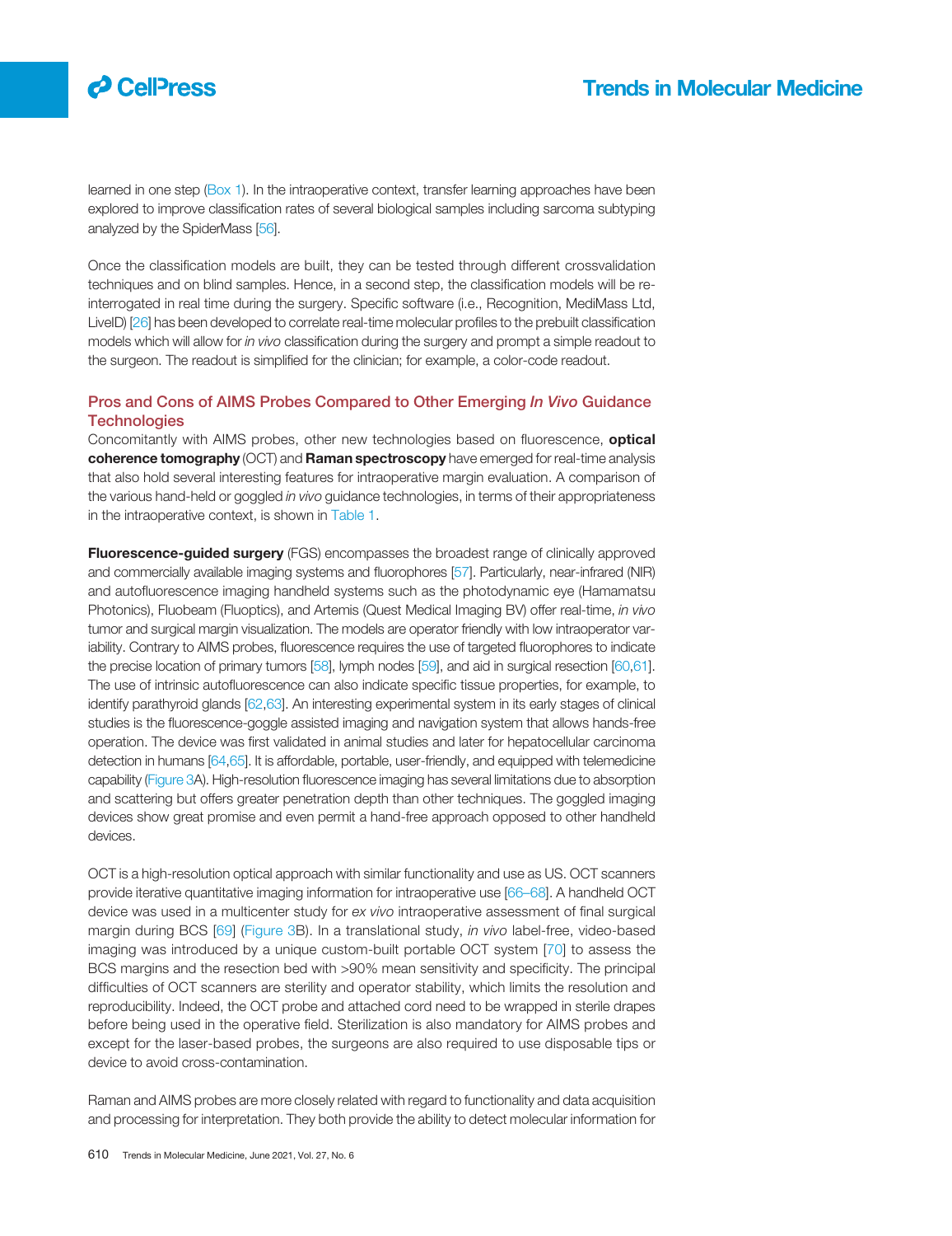learned in one step (Box 1). In the intraoperative context, transfer learning approaches have been explored to improve classification rates of several biological samples including sarcoma subtyping analyzed by the SpiderMass [56].

Once the classification models are built, they can be tested through different crossvalidation techniques and on blind samples. Hence, in a second step, the classification models will be re-interrogated in real time during the surgery. Specific software (i.e., Recognition, MediMass Ltd, LiveID) [26] has been developed to correlate real-time molecular profiles to the prebuilt classification models which will allow for *in vivo* classification during the surgery and prompt a simple readout to the surgeon. The readout is simplified for the clinician; for example, a color-code readout.

## Pros and Cons of AIMS Probes Compared to Other Emerging *In Vivo* Guidance Technologies

Concomitantly with AIMS probes, other new technologies based on fluorescence, **optical coherence tomography** (OCT) and **Raman spectroscopy** have emerged for real-time analysis that also hold several interesting features for intraoperative margin evaluation. A comparison of the various hand-held or goggled *in vivo* guidance technologies, in terms of their appropriateness in the intraoperative context, is shown in Table 1.

**Fluorescence-guided surgery** (FGS) encompasses the broadest range of clinically approved and commercially available imaging systems and fluorophores [57]. Particularly, near-infrared (NIR) and autofluorescence imaging handheld systems such as the photodynamic eye (Hamamatsu Photonics), Fluobeam (Fluoptics), and Artemis (Quest Medical Imaging BV) offer real-time, *in vivo* tumor and surgical margin visualization. The models are operator friendly with low intraoperator variability. Contrary to AIMS probes, fluorescence requires the use of targeted fluorophores to indicate the precise location of primary tumors [58], lymph nodes [59], and aid in surgical resection [60,61]. The use of intrinsic autofluorescence can also indicate specific tissue properties, for example, to identify parathyroid glands [62,63]. An interesting experimental system in its early stages of clinical studies is the fluorescence-goggle assisted imaging and navigation system that allows hands-free operation. The device was first validated in animal studies and later for hepatocellular carcinoma detection in humans [64,65]. It is affordable, portable, user-friendly, and equipped with telemedicine capability (Figure 3A). High-resolution fluorescence imaging has several limitations due to absorption and scattering but offers greater penetration depth than other techniques. The goggled imaging devices show great promise and even permit a hand-free approach opposed to other handheld devices.

OCT is a high-resolution optical approach with similar functionality and use as US. OCT scanners provide iterative quantitative imaging information for intraoperative use [66–68]. A handheld OCT device was used in a multicenter study for *ex vivo* intraoperative assessment of final surgical margin during BCS [69] (Figure 3B). In a translational study, *in vivo* label-free, video-based imaging was introduced by a unique custom-built portable OCT system [70] to assess the BCS margins and the resection bed with >90% mean sensitivity and specificity. The principal difficulties of OCT scanners are sterility and operator stability, which limits the resolution and reproducibility. Indeed, the OCT probe and attached cord need to be wrapped in sterile drapes before being used in the operative field. Sterilization is also mandatory for AIMS probes and except for the laser-based probes, the surgeons are also required to use disposable tips or device to avoid cross-contamination.

Raman and AIMS probes are more closely related with regard to functionality and data acquisition and processing for interpretation. They both provide the ability to detect molecular information for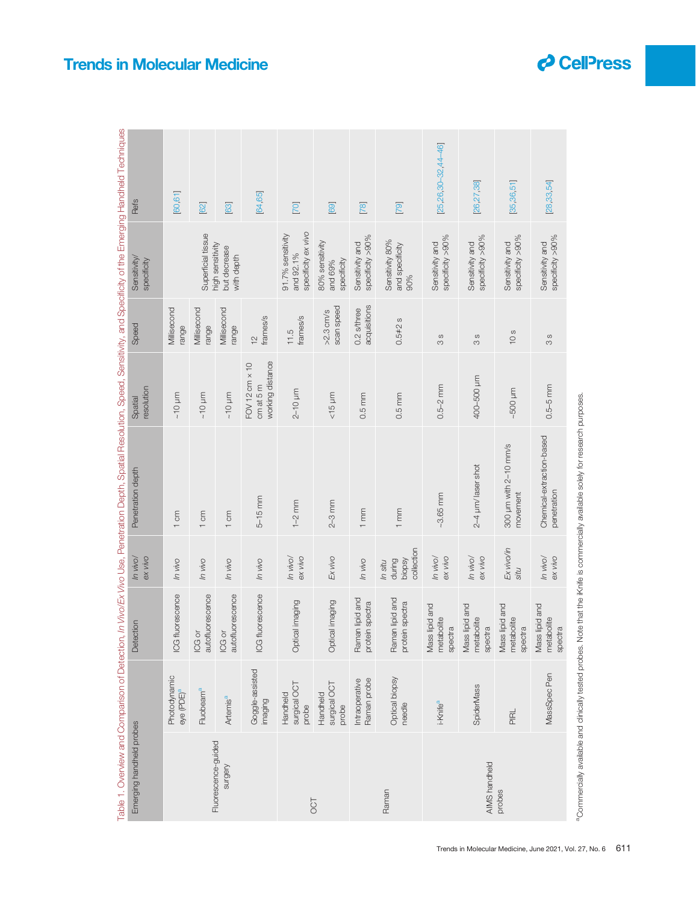Table 1. Overview and Comparison of Detection, *In Vivo/Ex Vivo* Use, Penetration Depth, Spatial Resolution, Speed, Sensitivity, and Specificity of the Emerging Handheld Techniques

| Emerging handheld probes | | Detection | *In vivo/ ex vivo* | Penetration depth | Spatial resolution | Speed | Sensitivity/ specificity | Refs |
|---|---|---|---|---|---|---|---|---|
| Fluorescence-guided surgery | Photodynamic eye (PDE)[a] | ICG fluorescence | *In vivo* | 1 cm | ~10 µm | Millisecond range | Superficial tissue high sensitivity but decrease with depth | [60,61] |
| | Fluobeam[a] | ICG or autofluorescence | *In vivo* | 1 cm | ~10 µm | Millisecond range | | [62] |
| | Artemis[a] | ICG or autofluorescence | *In vivo* | 1 cm | ~10 µm | Millisecond range | | [63] |
| | Goggle-assisted imaging | ICG fluorescence | *In vivo* | 5–15 mm | FOV 12 cm × 10 cm at 5 m working distance | 12 frames/s | | [64,65] |
| OCT | Handheld surgical OCT probe | Optical imaging | *In vivo/ ex vivo* | 1–2 mm | 2–10 µm | 11.5 frames/s | 91.7% sensitivity and 92.1% specificity *ex vivo* | [70] |
| | Handheld surgical OCT probe | Optical imaging | *Ex vivo* | 2–3 mm | <15 µm | >2.3 cm/s scan speed | 80% sensitivity and 69% specificity | [69] |
| Raman | Intraoperative Raman probe | Raman lipid and protein spectra | *In vivo* | 1 mm | 0.5 mm | 0.2 s/three acquisitions | Sensitivity and specificity >90% | [78] |
| | Optical biopsy needle | Raman lipid and protein spectra | *In situ* during biopsy collection | 1 mm | 0.5 mm | 0.5±2 s | Sensitivity 80% and specificity 90% | [79] |
| AIMS handheld probes | i-Knife[a] | Mass lipid and metabolite spectra | *In vivo/ ex vivo* | ~3.65 mm | 0.5–2 mm | 3 s | Sensitivity and specificity >90% | [25,26,30–32,44–46] |
| | SpiderMass | Mass lipid and metabolite spectra | *In vivo/ ex vivo* | 2–4 µm/laser shot | 400–500 µm | 3 s | Sensitivity and specificity >90% | [26,27,38] |
| | PIRL | Mass lipid and metabolite spectra | *Ex vivo/in situ* | 300 µm with 2–10 mm/s movement | ~500 µm | 10 s | Sensitivity and specificity >90% | [35,36,51] |
| | MassSpec Pen | Mass lipid and metabolite spectra | *In vivo/ ex vivo* | Chemical-extraction-based penetration | 0.5–5 mm | 3 s | Sensitivity and specificity >90% | [28,33,54] |

[a]Commercially available and clinically tested probes. Note that the iKnife is commercially available solely for research purposes.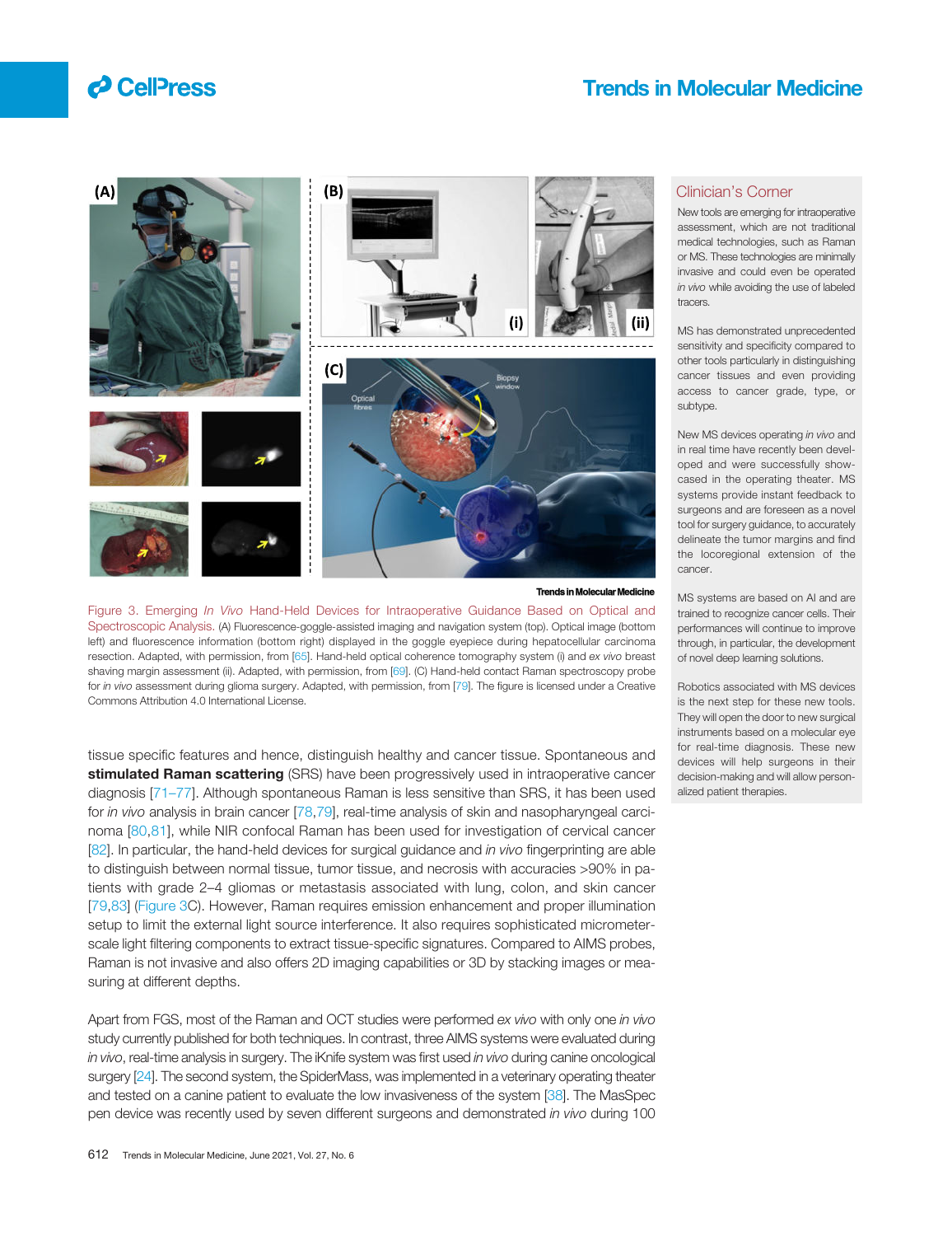Figure 3. Emerging *In Vivo* Hand-Held Devices for Intraoperative Guidance Based on Optical and Spectroscopic Analysis. (A) Fluorescence-goggle-assisted imaging and navigation system (top). Optical image (bottom left) and fluorescence information (bottom right) displayed in the goggle eyepiece during hepatocellular carcinoma resection. Adapted, with permission, from [65]. Hand-held optical coherence tomography system (i) and *ex vivo* breast shaving margin assessment (ii). Adapted, with permission, from [69]. (C) Hand-held contact Raman spectroscopy probe for *in vivo* assessment during glioma surgery. Adapted, with permission, from [79]. The figure is licensed under a Creative Commons Attribution 4.0 International License.

tissue specific features and hence, distinguish healthy and cancer tissue. Spontaneous and **stimulated Raman scattering** (SRS) have been progressively used in intraoperative cancer diagnosis [71–77]. Although spontaneous Raman is less sensitive than SRS, it has been used for *in vivo* analysis in brain cancer [78,79], real-time analysis of skin and nasopharyngeal carcinoma [80,81], while NIR confocal Raman has been used for investigation of cervical cancer [82]. In particular, the hand-held devices for surgical guidance and *in vivo* fingerprinting are able to distinguish between normal tissue, tumor tissue, and necrosis with accuracies >90% in patients with grade 2–4 gliomas or metastasis associated with lung, colon, and skin cancer [79,83] (Figure 3C). However, Raman requires emission enhancement and proper illumination setup to limit the external light source interference. It also requires sophisticated micrometer-scale light filtering components to extract tissue-specific signatures. Compared to AIMS probes, Raman is not invasive and also offers 2D imaging capabilities or 3D by stacking images or measuring at different depths.

Apart from FGS, most of the Raman and OCT studies were performed *ex vivo* with only one *in vivo* study currently published for both techniques. In contrast, three AIMS systems were evaluated during *in vivo*, real-time analysis in surgery. The iKnife system was first used *in vivo* during canine oncological surgery [24]. The second system, the SpiderMass, was implemented in a veterinary operating theater and tested on a canine patient to evaluate the low invasiveness of the system [38]. The MasSpec pen device was recently used by seven different surgeons and demonstrated *in vivo* during 100

## Clinician's Corner

New tools are emerging for intraoperative assessment, which are not traditional medical technologies, such as Raman or MS. These technologies are minimally invasive and could even be operated *in vivo* while avoiding the use of labeled tracers.

MS has demonstrated unprecedented sensitivity and specificity compared to other tools particularly in distinguishing cancer tissues and even providing access to cancer grade, type, or subtype.

New MS devices operating *in vivo* and in real time have recently been developed and were successfully showcased in the operating theater. MS systems provide instant feedback to surgeons and are foreseen as a novel tool for surgery guidance, to accurately delineate the tumor margins and find the locoregional extension of the cancer.

MS systems are based on AI and are trained to recognize cancer cells. Their performances will continue to improve through, in particular, the development of novel deep learning solutions.

Robotics associated with MS devices is the next step for these new tools. They will open the door to new surgical instruments based on a molecular eye for real-time diagnosis. These new devices will help surgeons in their decision-making and will allow personalized patient therapies.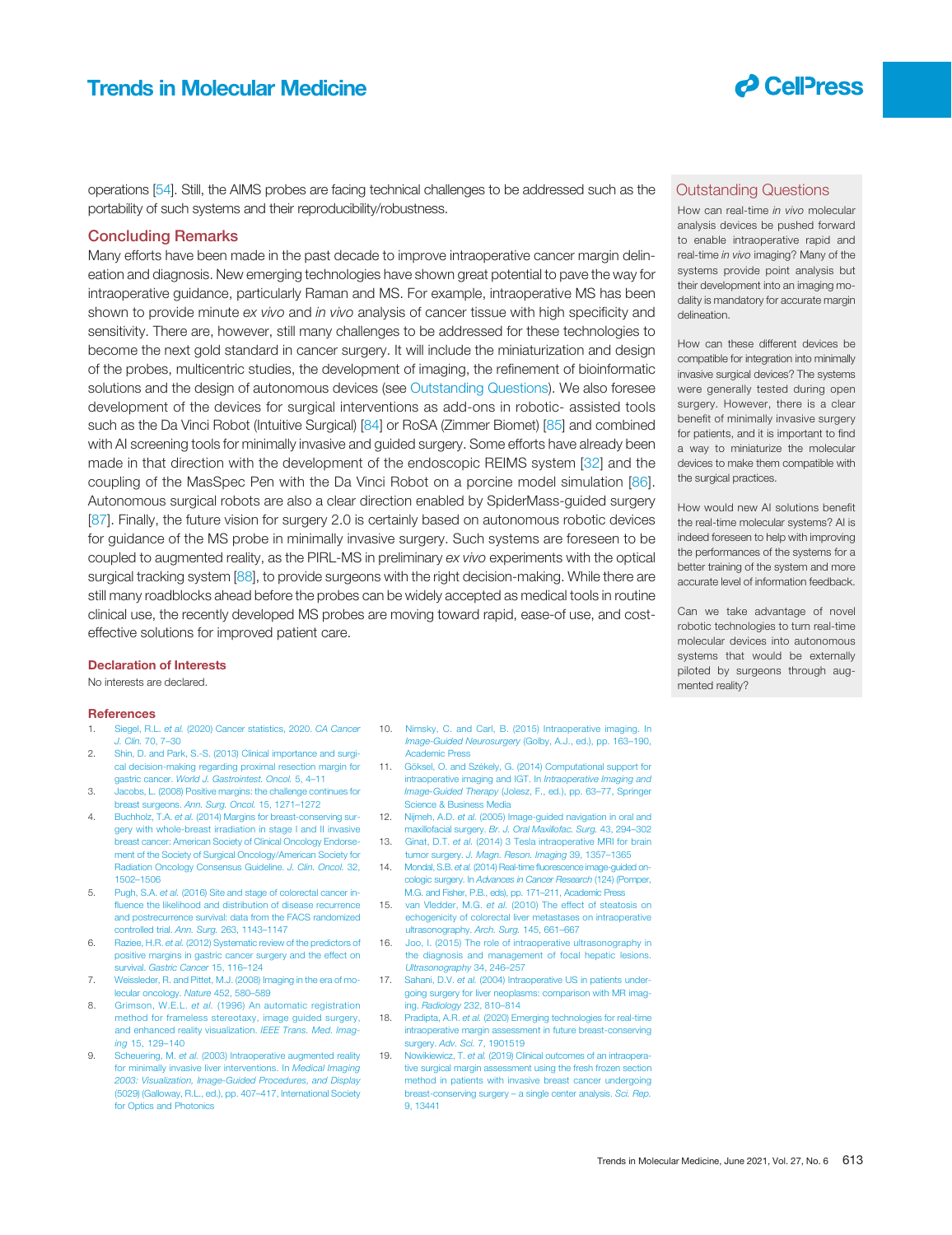operations [54]. Still, the AIMS probes are facing technical challenges to be addressed such as the portability of such systems and their reproducibility/robustness.

## Concluding Remarks

Many efforts have been made in the past decade to improve intraoperative cancer margin delineation and diagnosis. New emerging technologies have shown great potential to pave the way for intraoperative guidance, particularly Raman and MS. For example, intraoperative MS has been shown to provide minute *ex vivo* and *in vivo* analysis of cancer tissue with high specificity and sensitivity. There are, however, still many challenges to be addressed for these technologies to become the next gold standard in cancer surgery. It will include the miniaturization and design of the probes, multicentric studies, the development of imaging, the refinement of bioinformatic solutions and the design of autonomous devices (see Outstanding Questions). We also foresee development of the devices for surgical interventions as add-ons in robotic- assisted tools such as the Da Vinci Robot (Intuitive Surgical) [84] or RoSA (Zimmer Biomet) [85] and combined with AI screening tools for minimally invasive and guided surgery. Some efforts have already been made in that direction with the development of the endoscopic REIMS system [32] and the coupling of the MasSpec Pen with the Da Vinci Robot on a porcine model simulation [86]. Autonomous surgical robots are also a clear direction enabled by SpiderMass-guided surgery [87]. Finally, the future vision for surgery 2.0 is certainly based on autonomous robotic devices for guidance of the MS probe in minimally invasive surgery. Such systems are foreseen to be coupled to augmented reality, as the PIRL-MS in preliminary *ex vivo* experiments with the optical surgical tracking system [88], to provide surgeons with the right decision-making. While there are still many roadblocks ahead before the probes can be widely accepted as medical tools in routine clinical use, the recently developed MS probes are moving toward rapid, ease-of use, and cost-effective solutions for improved patient care.

### Outstanding Questions

How can real-time *in vivo* molecular analysis devices be pushed forward to enable intraoperative rapid and real-time *in vivo* imaging? Many of the systems provide point analysis but their development into an imaging modality is mandatory for accurate margin delineation.

How can these different devices be compatible for integration into minimally invasive surgical devices? The systems were generally tested during open surgery. However, there is a clear benefit of minimally invasive surgery for patients, and it is important to find a way to miniaturize the molecular devices to make them compatible with the surgical practices.

How would new AI solutions benefit the real-time molecular systems? AI is indeed foreseen to help with improving the performances of the systems for a better training of the system and more accurate level of information feedback.

Can we take advantage of novel robotic technologies to turn real-time molecular devices into autonomous systems that would be externally piloted by surgeons through augmented reality?

### Declaration of Interests

No interests are declared.

### References

1. Siegel, R.L. *et al.* (2020) Cancer statistics, 2020. *CA Cancer J. Clin.* 70, 7–30
2. Shin, D. and Park, S.-S. (2013) Clinical importance and surgical decision-making regarding proximal resection margin for gastric cancer. *World J. Gastrointest. Oncol.* 5, 4–11
3. Jacobs, L. (2008) Positive margins: the challenge continues for breast surgeons. *Ann. Surg. Oncol.* 15, 1271–1272
4. Buchholz, T.A. *et al.* (2014) Margins for breast-conserving surgery with whole-breast irradiation in stage I and II invasive breast cancer: American Society of Clinical Oncology Endorsement of the Society of Surgical Oncology/American Society for Radiation Oncology Consensus Guideline. *J. Clin. Oncol.* 32, 1502–1506
5. Pugh, S.A. *et al.* (2016) Site and stage of colorectal cancer influence the likelihood and distribution of disease recurrence and postrecurrence survival: data from the FACS randomized controlled trial. *Ann. Surg.* 263, 1143–1147
6. Raziee, H.R. *et al.* (2012) Systematic review of the predictors of positive margins in gastric cancer surgery and the effect on survival. *Gastric Cancer* 15, 116–124
7. Weissleder, R. and Pittet, M.J. (2008) Imaging in the era of molecular oncology. *Nature* 452, 580–589
8. Grimson, W.E.L. *et al.* (1996) An automatic registration method for frameless stereotaxy, image guided surgery, and enhanced reality visualization. *IEEE Trans. Med. Imaging* 15, 129–140
9. Scheuering, M. *et al.* (2003) Intraoperative augmented reality for minimally invasive liver interventions. In *Medical Imaging 2003: Visualization, Image-Guided Procedures, and Display* (5029) (Galloway, R.L., ed.), pp. 407–417, International Society for Optics and Photonics
10. Nimsky, C. and Carl, B. (2015) Intraoperative imaging. In *Image-Guided Neurosurgery* (Golby, A.J., ed.), pp. 163–190, Academic Press
11. Göksel, O. and Székely, G. (2014) Computational support for intraoperative imaging and IGT. In *Intraoperative Imaging and Image-Guided Therapy* (Jolesz, F., ed.), pp. 63–77, Springer Science & Business Media
12. Nijmeh, A.D. *et al.* (2005) Image-guided navigation in oral and maxillofacial surgery. *Br. J. Oral Maxillofac. Surg.* 43, 294–302
13. Ginat, D.T. *et al.* (2014) 3 Tesla intraoperative MRI for brain tumor surgery. *J. Magn. Reson. Imaging* 39, 1357–1365
14. Mondal, S.B. *et al.* (2014) Real-time fluorescence image-guided oncologic surgery. In *Advances in Cancer Research* (124) (Pomper, M.G. and Fisher, P.B., eds), pp. 171–211, Academic Press
15. van Vledder, M.G. *et al.* (2010) The effect of steatosis on echogenicity of colorectal liver metastases on intraoperative ultrasonography. *Arch. Surg.* 145, 661–667
16. Joo, I. (2015) The role of intraoperative ultrasonography in the diagnosis and management of focal hepatic lesions. *Ultrasonography* 34, 246–257
17. Sahani, D.V. *et al.* (2004) Intraoperative US in patients undergoing surgery for liver neoplasms: comparison with MR imaging. *Radiology* 232, 810–814
18. Pradipta, A.R. *et al.* (2020) Emerging technologies for real-time intraoperative margin assessment in future breast-conserving surgery. *Adv. Sci.* 7, 1901519
19. Nowikiewicz, T. *et al.* (2019) Clinical outcomes of an intraoperative surgical margin assessment using the fresh frozen section method in patients with invasive breast cancer undergoing breast-conserving surgery – a single center analysis. *Sci. Rep.* 9, 13441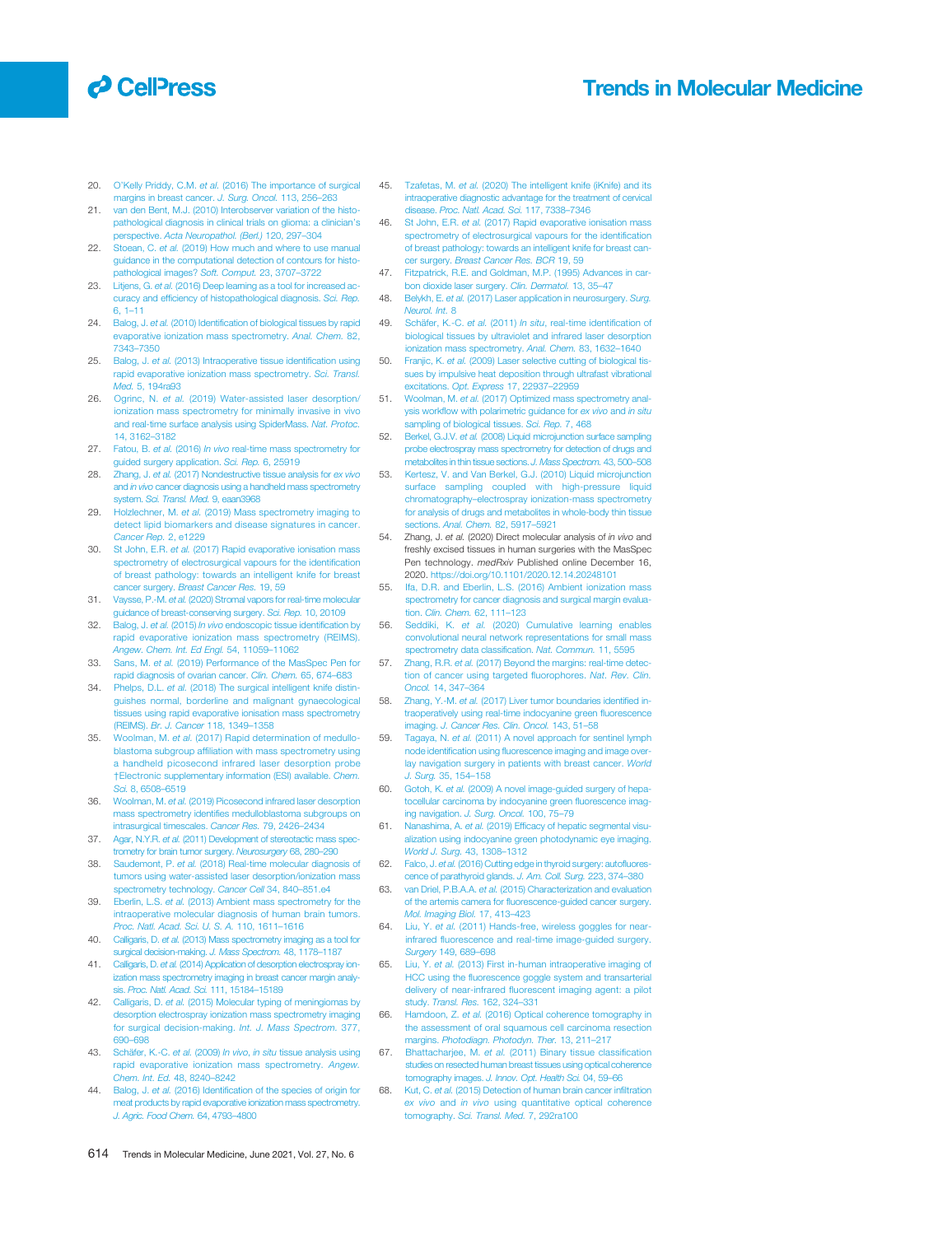20. O'Kelly Priddy, C.M. *et al.* (2016) The importance of surgical margins in breast cancer. *J. Surg. Oncol.* 113, 256–263
21. van den Bent, M.J. (2010) Interobserver variation of the histopathological diagnosis in clinical trials on glioma: a clinician's perspective. *Acta Neuropathol. (Berl.)* 120, 297–304
22. Stoean, C. *et al.* (2019) How much and where to use manual guidance in the computational detection of contours for histopathological images? *Soft. Comput.* 23, 3707–3722
23. Litjens, G. *et al.* (2016) Deep learning as a tool for increased accuracy and efficiency of histopathological diagnosis. *Sci. Rep.* 6, 1–11
24. Balog, J. *et al.* (2010) Identification of biological tissues by rapid evaporative ionization mass spectrometry. *Anal. Chem.* 82, 7343–7350
25. Balog, J. *et al.* (2013) Intraoperative tissue identification using rapid evaporative ionization mass spectrometry. *Sci. Transl. Med.* 5, 194ra93
26. Ogrinc, N. *et al.* (2019) Water-assisted laser desorption/ionization mass spectrometry for minimally invasive in vivo and real-time surface analysis using SpiderMass. *Nat. Protoc.* 14, 3162–3182
27. Fatou, B. *et al.* (2016) *In vivo* real-time mass spectrometry for guided surgery application. *Sci. Rep.* 6, 25919
28. Zhang, J. *et al.* (2017) Nondestructive tissue analysis for *ex vivo* and *in vivo* cancer diagnosis using a handheld mass spectrometry system. *Sci. Transl. Med.* 9, eaan3968
29. Holzlechner, M. *et al.* (2019) Mass spectrometry imaging to detect lipid biomarkers and disease signatures in cancer. *Cancer Rep.* 2, e1229
30. St John, E.R. *et al.* (2017) Rapid evaporative ionisation mass spectrometry of electrosurgical vapours for the identification of breast pathology: towards an intelligent knife for breast cancer surgery. *Breast Cancer Res.* 19, 59
31. Vaysse, P.-M. *et al.* (2020) Stromal vapors for real-time molecular guidance of breast-conserving surgery. *Sci. Rep.* 10, 20109
32. Balog, J. *et al.* (2015) *In vivo* endoscopic tissue identification by rapid evaporative ionization mass spectrometry (REIMS). *Angew. Chem. Int. Ed Engl.* 54, 11059–11062
33. Sans, M. *et al.* (2019) Performance of the MasSpec Pen for rapid diagnosis of ovarian cancer. *Clin. Chem.* 65, 674–683
34. Phelps, D.L. *et al.* (2018) The surgical intelligent knife distinguishes normal, borderline and malignant gynaecological tissues using rapid evaporative ionisation mass spectrometry (REIMS). *Br. J. Cancer* 118, 1349–1358
35. Woolman, M. *et al.* (2017) Rapid determination of medulloblastoma subgroup affiliation with mass spectrometry using a handheld picosecond infrared laser desorption probe †Electronic supplementary information (ESI) available. *Chem. Sci.* 8, 6508–6519
36. Woolman, M. *et al.* (2019) Picosecond infrared laser desorption mass spectrometry identifies medulloblastoma subgroups on intrasurgical timescales. *Cancer Res.* 79, 2426–2434
37. Agar, N.Y.R. *et al.* (2011) Development of stereotactic mass spectrometry for brain tumor surgery. *Neurosurgery* 68, 280–290
38. Saudemont, P. *et al.* (2018) Real-time molecular diagnosis of tumors using water-assisted laser desorption/ionization mass spectrometry technology. *Cancer Cell* 34, 840–851.e4
39. Eberlin, L.S. *et al.* (2013) Ambient mass spectrometry for the intraoperative molecular diagnosis of human brain tumors. *Proc. Natl. Acad. Sci. U. S. A.* 110, 1611–1616
40. Calligaris, D. *et al.* (2013) Mass spectrometry imaging as a tool for surgical decision-making. *J. Mass Spectrom.* 48, 1178–1187
41. Calligaris, D. *et al.* (2014) Application of desorption electrospray ionization mass spectrometry imaging in breast cancer margin analysis. *Proc. Natl. Acad. Sci.* 111, 15184–15189
42. Calligaris, D. *et al.* (2015) Molecular typing of meningiomas by desorption electrospray ionization mass spectrometry imaging for surgical decision-making. *Int. J. Mass Spectrom.* 377, 690–698
43. Schäfer, K.-C. *et al.* (2009) *In vivo*, *in situ* tissue analysis using rapid evaporative ionization mass spectrometry. *Angew. Chem. Int. Ed.* 48, 8240–8242
44. Balog, J. *et al.* (2016) Identification of the species of origin for meat products by rapid evaporative ionization mass spectrometry. *J. Agric. Food Chem.* 64, 4793–4800
45. Tzafetas, M. *et al.* (2020) The intelligent knife (iKnife) and its intraoperative diagnostic advantage for the treatment of cervical disease. *Proc. Natl. Acad. Sci.* 117, 7338–7346
46. St John, E.R. *et al.* (2017) Rapid evaporative ionisation mass spectrometry of electrosurgical vapours for the identification of breast pathology: towards an intelligent knife for breast cancer surgery. *Breast Cancer Res. BCR* 19, 59
47. Fitzpatrick, R.E. and Goldman, M.P. (1995) Advances in carbon dioxide laser surgery. *Clin. Dermatol.* 13, 35–47
48. Belykh, E. *et al.* (2017) Laser application in neurosurgery. *Surg. Neurol. Int.* 8
49. Schäfer, K.-C. *et al.* (2011) *In situ*, real-time identification of biological tissues by ultraviolet and infrared laser desorption ionization mass spectrometry. *Anal. Chem.* 83, 1632–1640
50. Franjic, K. *et al.* (2009) Laser selective cutting of biological tissues by impulsive heat deposition through ultrafast vibrational excitations. *Opt. Express* 17, 22937–22959
51. Woolman, M. *et al.* (2017) Optimized mass spectrometry analysis workflow with polarimetric guidance for *ex vivo* and *in situ* sampling of biological tissues. *Sci. Rep.* 7, 468
52. Berkel, G.J.V. *et al.* (2008) Liquid microjunction surface sampling probe electrospray mass spectrometry for detection of drugs and metabolites in thin tissue sections. *J. Mass Spectrom.* 43, 500–508
53. Kertesz, V. and Van Berkel, G.J. (2010) Liquid microjunction surface sampling coupled with high-pressure liquid chromatography–electrospray ionization-mass spectrometry for analysis of drugs and metabolites in whole-body thin tissue sections. *Anal. Chem.* 82, 5917–5921
54. Zhang, J. *et al.* (2020) Direct molecular analysis of *in vivo* and freshly excised tissues in human surgeries with the MasSpec Pen technology. *medRxiv* Published online December 16, 2020. https://doi.org/10.1101/2020.12.14.20248101
55. Ifa, D.R. and Eberlin, L.S. (2016) Ambient ionization mass spectrometry for cancer diagnosis and surgical margin evaluation. *Clin. Chem.* 62, 111–123
56. Seddiki, K. *et al.* (2020) Cumulative learning enables convolutional neural network representations for small mass spectrometry data classification. *Nat. Commun.* 11, 5595
57. Zhang, R.R. *et al.* (2017) Beyond the margins: real-time detection of cancer using targeted fluorophores. *Nat. Rev. Clin. Oncol.* 14, 347–364
58. Zhang, Y.-M. *et al.* (2017) Liver tumor boundaries identified intraoperatively using real-time indocyanine green fluorescence imaging. *J. Cancer Res. Clin. Oncol.* 143, 51–58
59. Tagaya, N. *et al.* (2011) A novel approach for sentinel lymph node identification using fluorescence imaging and image overlay navigation surgery in patients with breast cancer. *World J. Surg.* 35, 154–158
60. Gotoh, K. *et al.* (2009) A novel image-guided surgery of hepatocellular carcinoma by indocyanine green fluorescence imaging navigation. *J. Surg. Oncol.* 100, 75–79
61. Nanashima, A. *et al.* (2019) Efficacy of hepatic segmental visualization using indocyanine green photodynamic eye imaging. *World J. Surg.* 43, 1308–1312
62. Falco, J. *et al.* (2016) Cutting edge in thyroid surgery: autofluorescence of parathyroid glands. *J. Am. Coll. Surg.* 223, 374–380
63. van Driel, P.B.A.A. *et al.* (2015) Characterization and evaluation of the artemis camera for fluorescence-guided cancer surgery. *Mol. Imaging Biol.* 17, 413–423
64. Liu, Y. *et al.* (2011) Hands-free, wireless goggles for near-infrared fluorescence and real-time image-guided surgery. *Surgery* 149, 689–698
65. Liu, Y. *et al.* (2013) First in-human intraoperative imaging of HCC using the fluorescence goggle system and transarterial delivery of near-infrared fluorescent imaging agent: a pilot study. *Transl. Res.* 162, 324–331
66. Hamdoon, Z. *et al.* (2016) Optical coherence tomography in the assessment of oral squamous cell carcinoma resection margins. *Photodiagn. Photodyn. Ther.* 13, 211–217
67. Bhattacharjee, M. *et al.* (2011) Binary tissue classification studies on resected human breast tissues using optical coherence tomography images. *J. Innov. Opt. Health Sci.* 04, 59–66
68. Kut, C. *et al.* (2015) Detection of human brain cancer infiltration *ex vivo* and *in vivo* using quantitative optical coherence tomography. *Sci. Transl. Med.* 7, 292ra100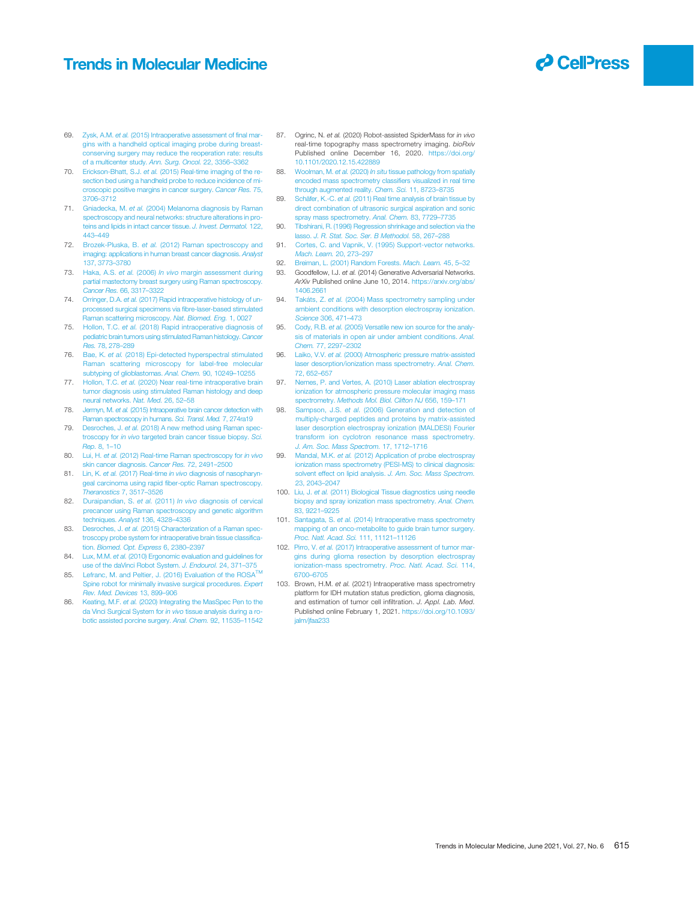69. Zysk, A.M. *et al.* (2015) Intraoperative assessment of final margins with a handheld optical imaging probe during breast-conserving surgery may reduce the reoperation rate: results of a multicenter study. *Ann. Surg. Oncol.* 22, 3356–3362
70. Erickson-Bhatt, S.J. *et al.* (2015) Real-time imaging of the resection bed using a handheld probe to reduce incidence of microscopic positive margins in cancer surgery. *Cancer Res.* 75, 3706–3712
71. Gniadecka, M. *et al.* (2004) Melanoma diagnosis by Raman spectroscopy and neural networks: structure alterations in proteins and lipids in intact cancer tissue. *J. Invest. Dermatol.* 122, 443–449
72. Brozek-Pluska, B. *et al.* (2012) Raman spectroscopy and imaging: applications in human breast cancer diagnosis. *Analyst* 137, 3773–3780
73. Haka, A.S. *et al.* (2006) *In vivo* margin assessment during partial mastectomy breast surgery using Raman spectroscopy. *Cancer Res.* 66, 3317–3322
74. Orringer, D.A. *et al.* (2017) Rapid intraoperative histology of unprocessed surgical specimens via fibre-laser-based stimulated Raman scattering microscopy. *Nat. Biomed. Eng.* 1, 0027
75. Hollon, T.C. *et al.* (2018) Rapid intraoperative diagnosis of pediatric brain tumors using stimulated Raman histology. *Cancer Res.* 78, 278–289
76. Bae, K. *et al.* (2018) Epi-detected hyperspectral stimulated Raman scattering microscopy for label-free molecular subtyping of glioblastomas. *Anal. Chem.* 90, 10249–10255
77. Hollon, T.C. *et al.* (2020) Near real-time intraoperative brain tumor diagnosis using stimulated Raman histology and deep neural networks. *Nat. Med.* 26, 52–58
78. Jermyn, M. *et al.* (2015) Intraoperative brain cancer detection with Raman spectroscopy in humans. *Sci. Transl. Med.* 7, 274ra19
79. Desroches, J. *et al.* (2018) A new method using Raman spectroscopy for *in vivo* targeted brain cancer tissue biopsy. *Sci. Rep.* 8, 1–10
80. Lui, H. *et al.* (2012) Real-time Raman spectroscopy for *in vivo* skin cancer diagnosis. *Cancer Res.* 72, 2491–2500
81. Lin, K. *et al.* (2017) Real-time *in vivo* diagnosis of nasopharyngeal carcinoma using rapid fiber-optic Raman spectroscopy. *Theranostics* 7, 3517–3526
82. Duraipandian, S. *et al.* (2011) *In vivo* diagnosis of cervical precancer using Raman spectroscopy and genetic algorithm techniques. *Analyst* 136, 4328–4336
83. Desroches, J. *et al.* (2015) Characterization of a Raman spectroscopy probe system for intraoperative brain tissue classification. *Biomed. Opt. Express* 6, 2380–2397
84. Lux, M.M. *et al.* (2010) Ergonomic evaluation and guidelines for use of the daVinci Robot System. *J. Endourol.* 24, 371–375
85. Lefranc, M. and Peltier, J. (2016) Evaluation of the ROSA™ Spine robot for minimally invasive surgical procedures. *Expert Rev. Med. Devices* 13, 899–906
86. Keating, M.F. *et al.* (2020) Integrating the MasSpec Pen to the da Vinci Surgical System for *in vivo* tissue analysis during a robotic assisted porcine surgery. *Anal. Chem.* 92, 11535–11542
87. Ogrinc, N. *et al.* (2020) Robot-assisted SpiderMass for *in vivo* real-time topography mass spectrometry imaging. *bioRxiv* Published online December 16, 2020. https://doi.org/10.1101/2020.12.15.422889
88. Woolman, M. *et al.* (2020) *In situ* tissue pathology from spatially encoded mass spectrometry classifiers visualized in real time through augmented reality. *Chem. Sci.* 11, 8723–8735
89. Schäfer, K.-C. *et al.* (2011) Real time analysis of brain tissue by direct combination of ultrasonic surgical aspiration and sonic spray mass spectrometry. *Anal. Chem.* 83, 7729–7735
90. Tibshirani, R. (1996) Regression shrinkage and selection via the lasso. *J. R. Stat. Soc. Ser. B Methodol.* 58, 267–288
91. Cortes, C. and Vapnik, V. (1995) Support-vector networks. *Mach. Learn.* 20, 273–297
92. Breiman, L. (2001) Random Forests. *Mach. Learn.* 45, 5–32
93. Goodfellow, I.J. *et al.* (2014) Generative Adversarial Networks. *ArXiv* Published online June 10, 2014. https://arxiv.org/abs/1406.2661
94. Takáts, Z. *et al.* (2004) Mass spectrometry sampling under ambient conditions with desorption electrospray ionization. *Science* 306, 471–473
95. Cody, R.B. *et al.* (2005) Versatile new ion source for the analysis of materials in open air under ambient conditions. *Anal. Chem.* 77, 2297–2302
96. Laiko, V.V. *et al.* (2000) Atmospheric pressure matrix-assisted laser desorption/ionization mass spectrometry. *Anal. Chem.* 72, 652–657
97. Nemes, P. and Vertes, A. (2010) Laser ablation electrospray ionization for atmospheric pressure molecular imaging mass spectrometry. *Methods Mol. Biol. Clifton NJ* 656, 159–171
98. Sampson, J.S. *et al.* (2006) Generation and detection of multiply-charged peptides and proteins by matrix-assisted laser desorption electrospray ionization (MALDESI) Fourier transform ion cyclotron resonance mass spectrometry. *J. Am. Soc. Mass Spectrom.* 17, 1712–1716
99. Mandal, M.K. *et al.* (2012) Application of probe electrospray ionization mass spectrometry (PESI-MS) to clinical diagnosis: solvent effect on lipid analysis. *J. Am. Soc. Mass Spectrom.* 23, 2043–2047
100. Liu, J. *et al.* (2011) Biological Tissue diagnostics using needle biopsy and spray ionization mass spectrometry. *Anal. Chem.* 83, 9221–9225
101. Santagata, S. *et al.* (2014) Intraoperative mass spectrometry mapping of an onco-metabolite to guide brain tumor surgery. *Proc. Natl. Acad. Sci.* 111, 11121–11126
102. Pirro, V. *et al.* (2017) Intraoperative assessment of tumor margins during glioma resection by desorption electrospray ionization-mass spectrometry. *Proc. Natl. Acad. Sci.* 114, 6700–6705
103. Brown, H.M. *et al.* (2021) Intraoperative mass spectrometry platform for IDH mutation status prediction, glioma diagnosis, and estimation of tumor cell infiltration. *J. Appl. Lab. Med.* Published online February 1, 2021. https://doi.org/10.1093/jalm/jfaa233